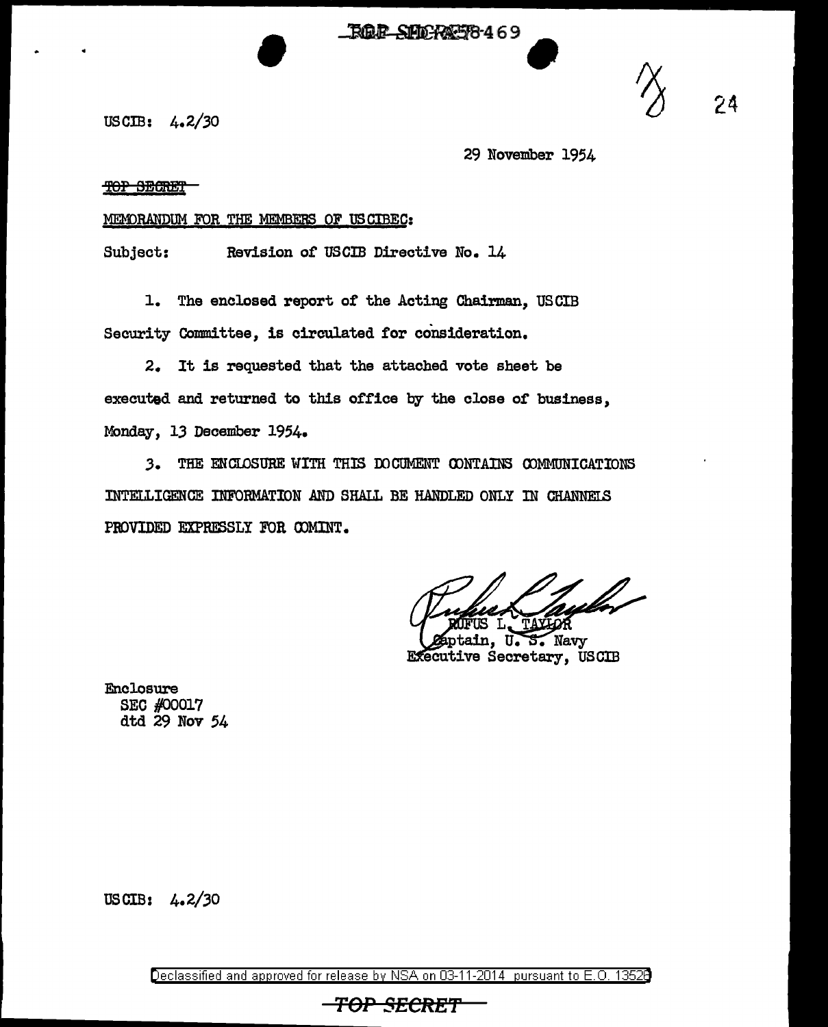USCIB: 4.2/30

29 November 1954

~~TOP SECRET~~

MEMORANDUM FOR THE MEMBERS OF USCIBEC:

Subject: Revision of USCIB Directive No. 14

1. The enclosed report of the Acting Chairman, USCIB Security Committee, is circulated for consideration.

2. It is requested that the attached vote sheet be executed and returned to this office by the close of business, Monday, 13 December 1954.

3. THE ENCLOSURE WITH THIS DOCUMENT CONTAINS COMMUNICATIONS INTELLIGENCE INFORMATION AND SHALL BE HANDLED ONLY IN CHANNELS PROVIDED EXPRESSLY FOR COMINT.

RUFUS L. TAYLOR
Captain, U. S. Navy
Executive Secretary, USCIB

Enclosure
SEC #00017
dtd 29 Nov 54

USCIB: 4.2/30

Declassified and approved for release by NSA on 03-11-2014 pursuant to E.O. 13526

TOP SECRET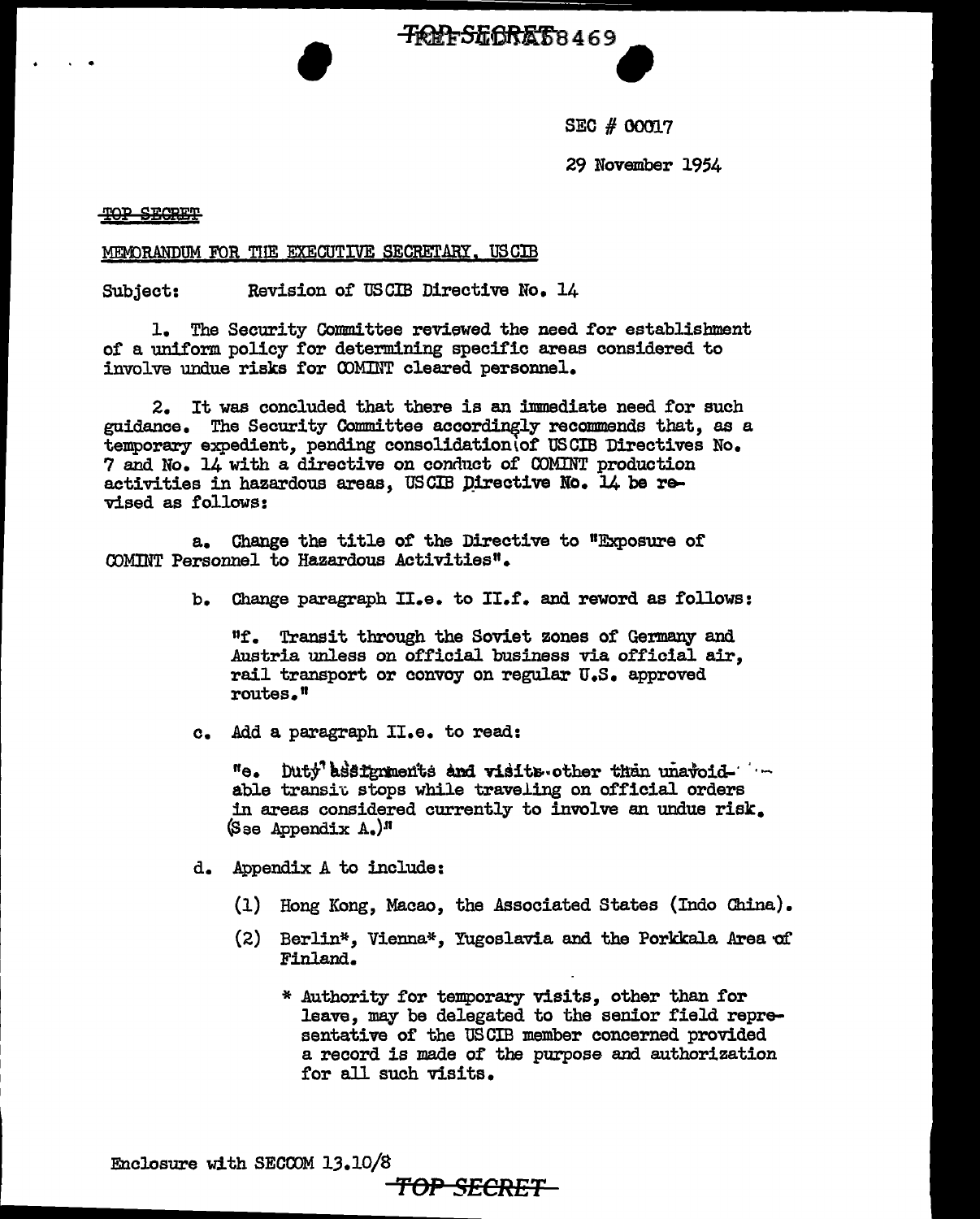TOP SECRET

SEC # 00017

29 November 1954

TOP SECRET

MEMORANDUM FOR THE EXECUTIVE SECRETARY, USCIB

Subject: Revision of USCIB Directive No. 14

1. The Security Committee reviewed the need for establishment of a uniform policy for determining specific areas considered to involve undue risks for COMINT cleared personnel.

2. It was concluded that there is an immediate need for such guidance. The Security Committee accordingly recommends that, as a temporary expedient, pending consolidation of USCIB Directives No. 7 and No. 14 with a directive on conduct of COMINT production activities in hazardous areas, USCIB Directive No. 14 be revised as follows:

a. Change the title of the Directive to "Exposure of COMINT Personnel to Hazardous Activities".

b. Change paragraph II.e. to II.f. and reword as follows:

"f. Transit through the Soviet zones of Germany and Austria unless on official business via official air, rail transport or convoy on regular U.S. approved routes."

c. Add a paragraph II.e. to read:

"e. Duty assignments and visits other than unavoidable transit stops while traveling on official orders in areas considered currently to involve an undue risk. (See Appendix A.)"

d. Appendix A to include:

(1) Hong Kong, Macao, the Associated States (Indo China).

(2) Berlin*, Vienna*, Yugoslavia and the Porkkala Area of Finland.

\* Authority for temporary visits, other than for leave, may be delegated to the senior field representative of the USCIB member concerned provided a record is made of the purpose and authorization for all such visits.

Enclosure with SECCOM 13.10/8

TOP SECRET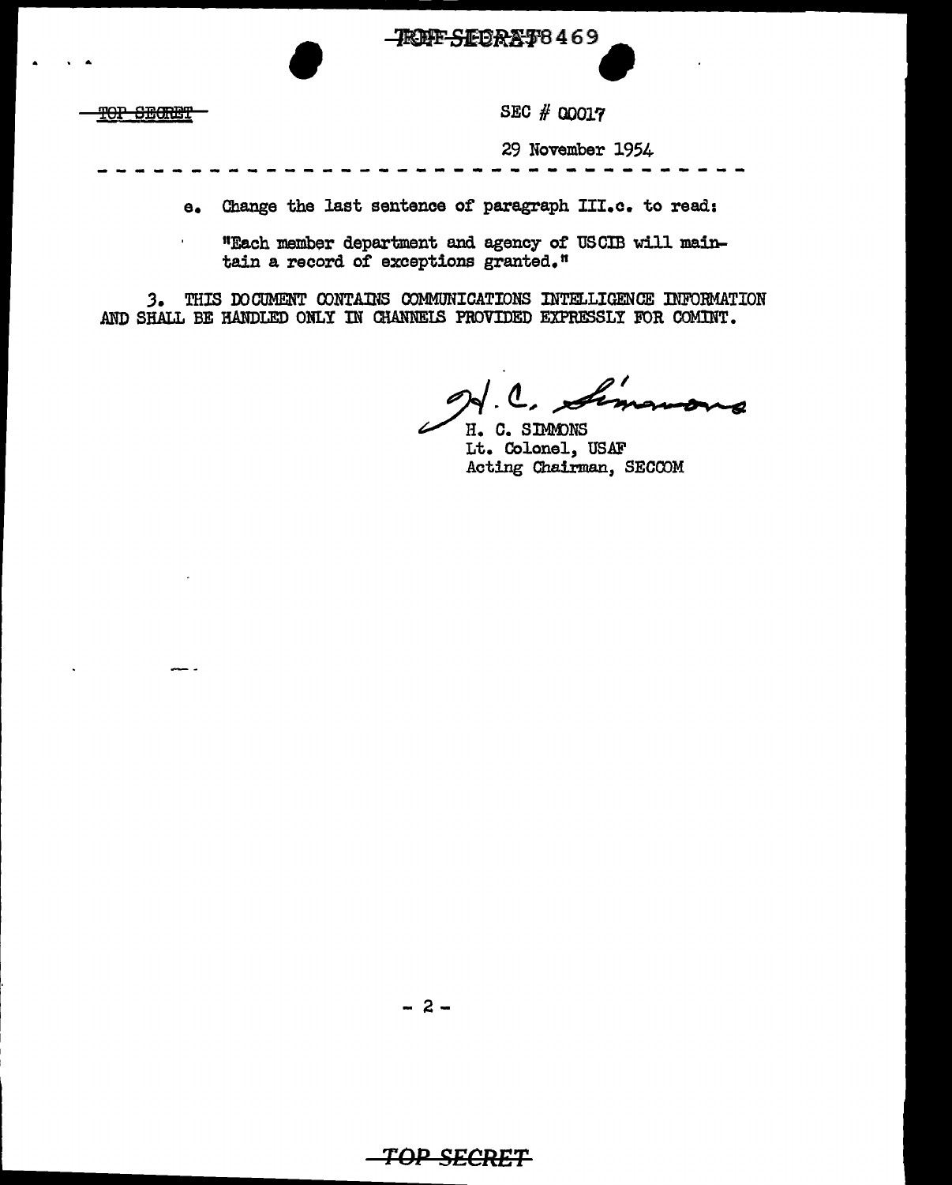TOP SECRET

SEC # 00017

29 November 1954

e. Change the last sentence of paragraph III.c. to read:

"Each member department and agency of USCIB will maintain a record of exceptions granted."

3. THIS DOCUMENT CONTAINS COMMUNICATIONS INTELLIGENCE INFORMATION AND SHALL BE HANDLED ONLY IN CHANNELS PROVIDED EXPRESSLY FOR COMINT.

H. C. Simmons

H. C. SIMMONS
Lt. Colonel, USAF
Acting Chairman, SECCOM

TOP SECRET